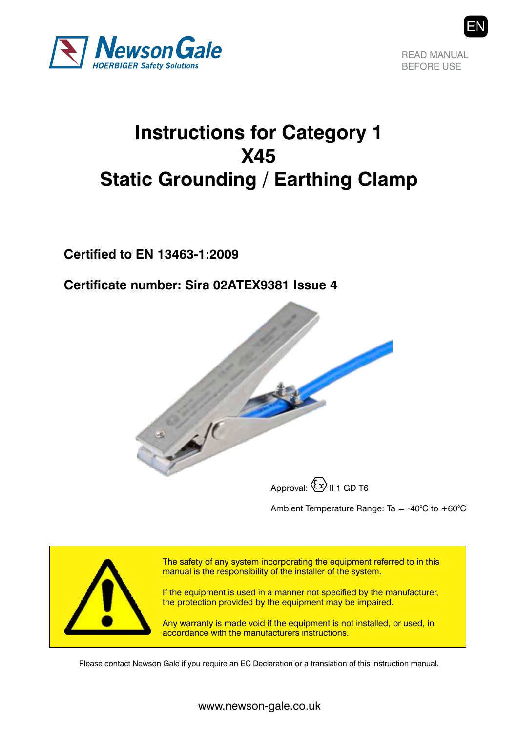Newson Gale
HOERBIGER Safety Solutions

EN

READ MANUAL
BEFORE USE

# Instructions for Category 1
# X45
# Static Grounding / Earthing Clamp

**Certified to EN 13463-1:2009**

**Certificate number: Sira 02ATEX9381 Issue 4**

Approval: Ex II 1 GD T6

Ambient Temperature Range: Ta = -40°C to +60°C

The safety of any system incorporating the equipment referred to in this manual is the responsibility of the installer of the system.

If the equipment is used in a manner not specified by the manufacturer, the protection provided by the equipment may be impaired.

Any warranty is made void if the equipment is not installed, or used, in accordance with the manufacturers instructions.

Please contact Newson Gale if you require an EC Declaration or a translation of this instruction manual.

www.newson-gale.co.uk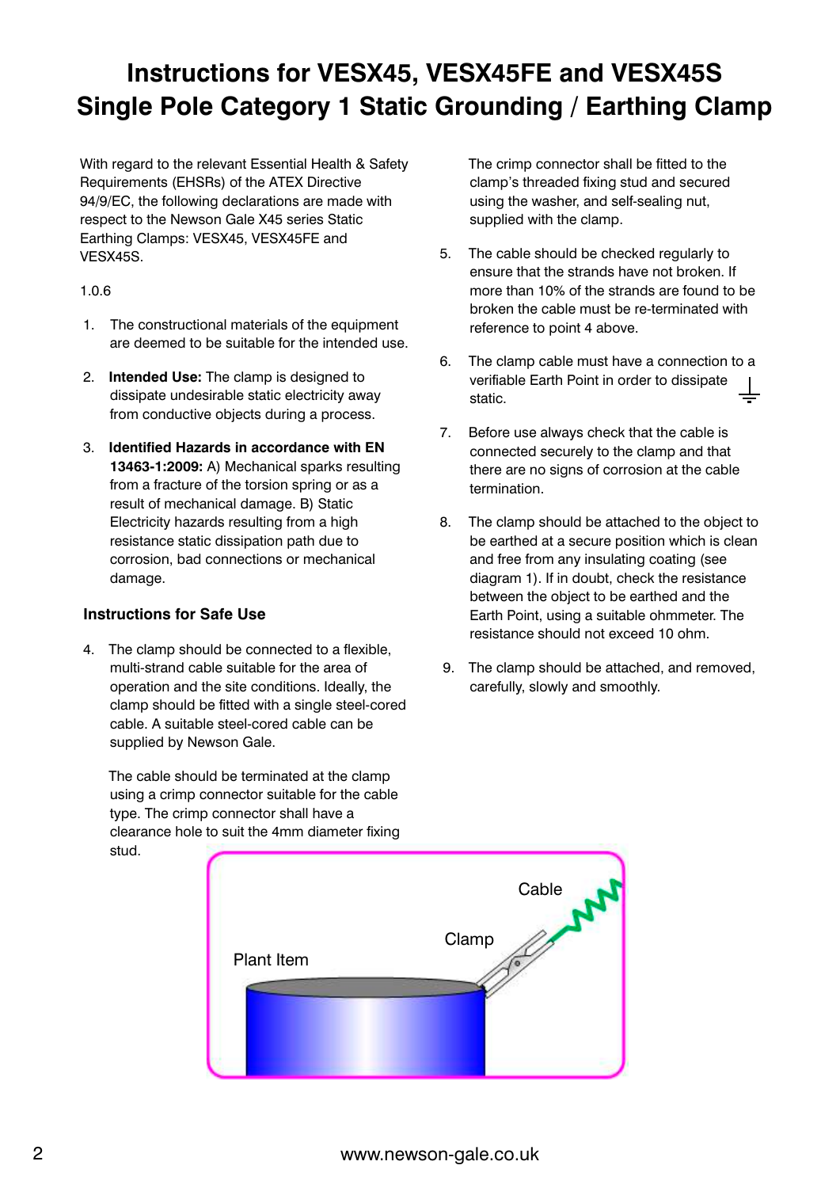# Instructions for VESX45, VESX45FE and VESX45S Single Pole Category 1 Static Grounding / Earthing Clamp

With regard to the relevant Essential Health & Safety Requirements (EHSRs) of the ATEX Directive 94/9/EC, the following declarations are made with respect to the Newson Gale X45 series Static Earthing Clamps: VESX45, VESX45FE and VESX45S.

1.0.6

1. The constructional materials of the equipment are deemed to be suitable for the intended use.

2. **Intended Use:** The clamp is designed to dissipate undesirable static electricity away from conductive objects during a process.

3. **Identified Hazards in accordance with EN 13463-1:2009:** A) Mechanical sparks resulting from a fracture of the torsion spring or as a result of mechanical damage. B) Static Electricity hazards resulting from a high resistance static dissipation path due to corrosion, bad connections or mechanical damage.

### Instructions for Safe Use

4. The clamp should be connected to a flexible, multi-strand cable suitable for the area of operation and the site conditions. Ideally, the clamp should be fitted with a single steel-cored cable. A suitable steel-cored cable can be supplied by Newson Gale.

   The cable should be terminated at the clamp using a crimp connector suitable for the cable type. The crimp connector shall have a clearance hole to suit the 4mm diameter fixing stud.

   The crimp connector shall be fitted to the clamp's threaded fixing stud and secured using the washer, and self-sealing nut, supplied with the clamp.

5. The cable should be checked regularly to ensure that the strands have not broken. If more than 10% of the strands are found to be broken the cable must be re-terminated with reference to point 4 above.

6. The clamp cable must have a connection to a verifiable Earth Point in order to dissipate static.

7. Before use always check that the cable is connected securely to the clamp and that there are no signs of corrosion at the cable termination.

8. The clamp should be attached to the object to be earthed at a secure position which is clean and free from any insulating coating (see diagram 1). If in doubt, check the resistance between the object to be earthed and the Earth Point, using a suitable ohmmeter. The resistance should not exceed 10 ohm.

9. The clamp should be attached, and removed, carefully, slowly and smoothly.

Cable

Clamp

Plant Item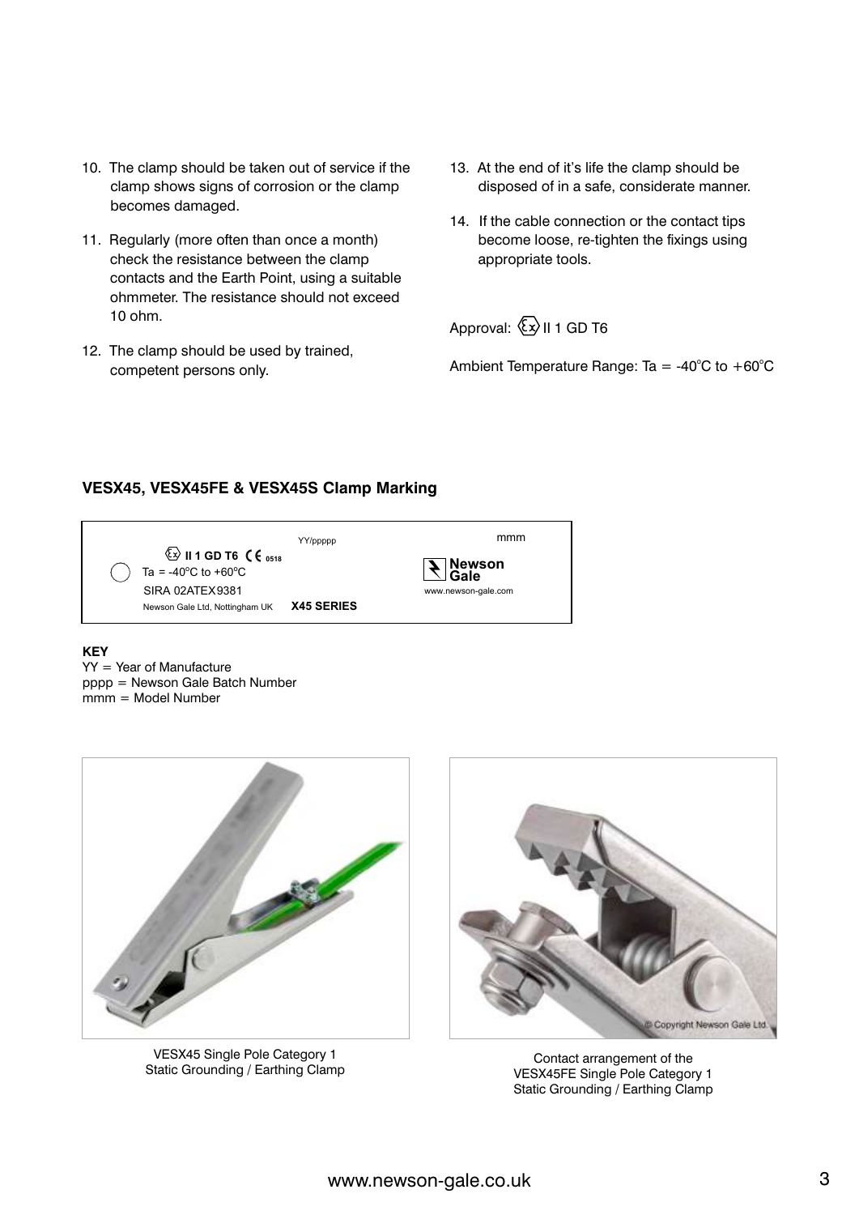10. The clamp should be taken out of service if the clamp shows signs of corrosion or the clamp becomes damaged.
11. Regularly (more often than once a month) check the resistance between the clamp contacts and the Earth Point, using a suitable ohmmeter. The resistance should not exceed 10 ohm.
12. The clamp should be used by trained, competent persons only.
13. At the end of it's life the clamp should be disposed of in a safe, considerate manner.
14. If the cable connection or the contact tips become loose, re-tighten the fixings using appropriate tools.

Approval: Ex II 1 GD T6

Ambient Temperature Range: Ta = -40°C to +60°C

### VESX45, VESX45FE & VESX45S Clamp Marking

Ex **II 1 GD T6** CE 0518
Ta = -40°C to +60°C
SIRA 02ATEX9381
Newson Gale Ltd, Nottingham UK **X45 SERIES**
YY/ppppp
mmm
Newson Gale
www.newson-gale.com

**KEY**
YY = Year of Manufacture
pppp = Newson Gale Batch Number
mmm = Model Number

VESX45 Single Pole Category 1 Static Grounding / Earthing Clamp

© Copyright Newson Gale Ltd.

Contact arrangement of the VESX45FE Single Pole Category 1 Static Grounding / Earthing Clamp

www.newson-gale.co.uk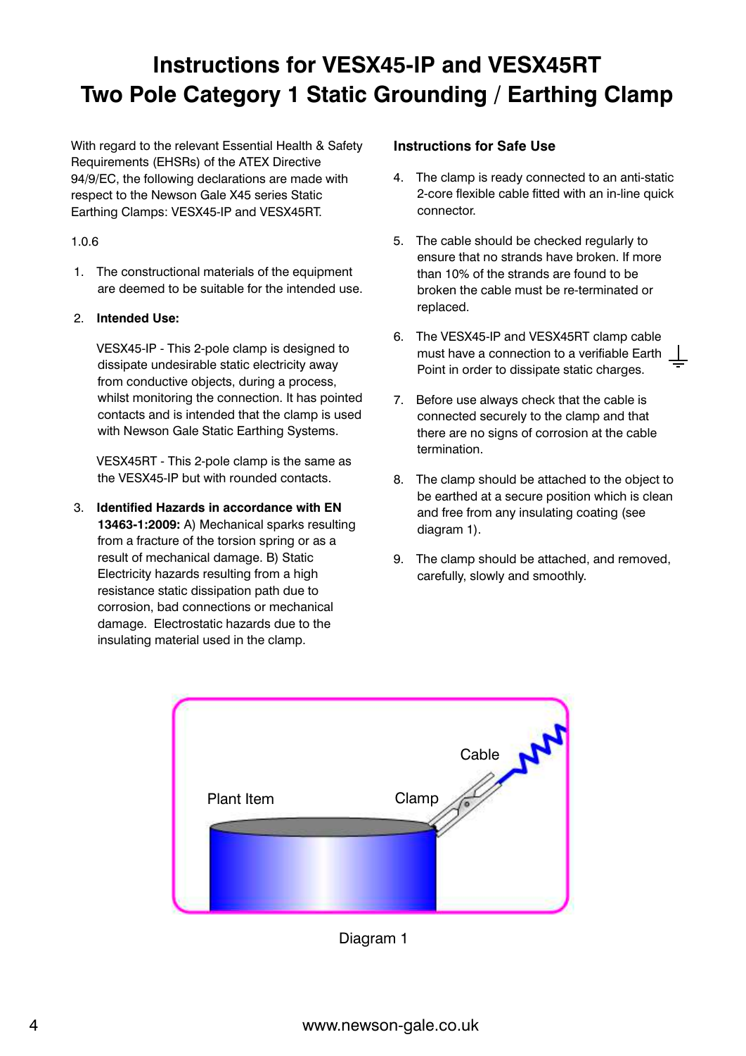# Instructions for VESX45-IP and VESX45RT Two Pole Category 1 Static Grounding / Earthing Clamp

With regard to the relevant Essential Health & Safety Requirements (EHSRs) of the ATEX Directive 94/9/EC, the following declarations are made with respect to the Newson Gale X45 series Static Earthing Clamps: VESX45-IP and VESX45RT.

1.0.6

1. The constructional materials of the equipment are deemed to be suitable for the intended use.

2. **Intended Use:**

   VESX45-IP - This 2-pole clamp is designed to dissipate undesirable static electricity away from conductive objects, during a process, whilst monitoring the connection. It has pointed contacts and is intended that the clamp is used with Newson Gale Static Earthing Systems.

   VESX45RT - This 2-pole clamp is the same as the VESX45-IP but with rounded contacts.

3. **Identified Hazards in accordance with EN 13463-1:2009:** A) Mechanical sparks resulting from a fracture of the torsion spring or as a result of mechanical damage. B) Static Electricity hazards resulting from a high resistance static dissipation path due to corrosion, bad connections or mechanical damage. Electrostatic hazards due to the insulating material used in the clamp.

### Instructions for Safe Use

4. The clamp is ready connected to an anti-static 2-core flexible cable fitted with an in-line quick connector.

5. The cable should be checked regularly to ensure that no strands have broken. If more than 10% of the strands are found to be broken the cable must be re-terminated or replaced.

6. The VESX45-IP and VESX45RT clamp cable must have a connection to a verifiable Earth Point in order to dissipate static charges. ⏚

7. Before use always check that the cable is connected securely to the clamp and that there are no signs of corrosion at the cable termination.

8. The clamp should be attached to the object to be earthed at a secure position which is clean and free from any insulating coating (see diagram 1).

9. The clamp should be attached, and removed, carefully, slowly and smoothly.

Plant Item | Clamp | Cable

Diagram 1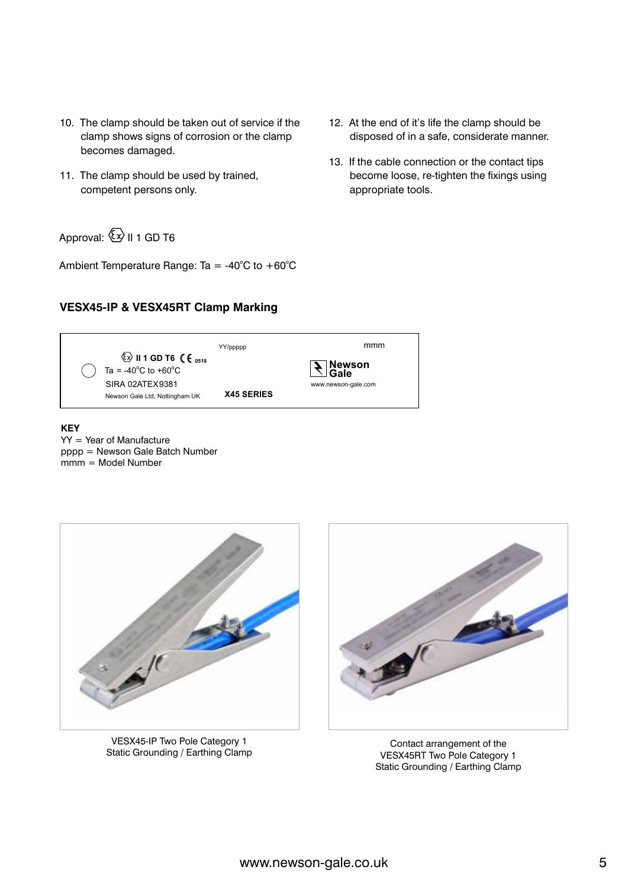10. The clamp should be taken out of service if the clamp shows signs of corrosion or the clamp becomes damaged.

11. The clamp should be used by trained, competent persons only.

12. At the end of it's life the clamp should be disposed of in a safe, considerate manner.

13. If the cable connection or the contact tips become loose, re-tighten the fixings using appropriate tools.

Approval: Ex II 1 GD T6

Ambient Temperature Range: Ta = -40°C to +60°C

### VESX45-IP & VESX45RT Clamp Marking

| | | |
|---|---|---|
| Ex **II 1 GD T6** CE 0518 | YY/ppppp | mmm |
| Ta = -40°C to +60°C | | **Newson Gale** |
| SIRA 02ATEX9381 | | www.newson-gale.com |
| Newson Gale Ltd, Nottingham UK | **X45 SERIES** | |

**KEY**
YY = Year of Manufacture
pppp = Newson Gale Batch Number
mmm = Model Number

VESX45-IP Two Pole Category 1 Static Grounding / Earthing Clamp

Contact arrangement of the VESX45RT Two Pole Category 1 Static Grounding / Earthing Clamp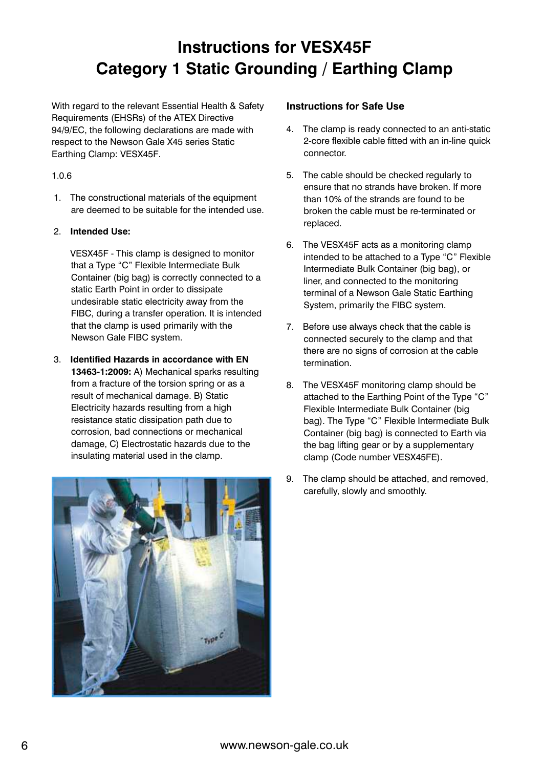# Instructions for VESX45F Category 1 Static Grounding / Earthing Clamp

With regard to the relevant Essential Health & Safety Requirements (EHSRs) of the ATEX Directive 94/9/EC, the following declarations are made with respect to the Newson Gale X45 series Static Earthing Clamp: VESX45F.

1.0.6

1. The constructional materials of the equipment are deemed to be suitable for the intended use.

2. **Intended Use:**

   VESX45F - This clamp is designed to monitor that a Type "C" Flexible Intermediate Bulk Container (big bag) is correctly connected to a static Earth Point in order to dissipate undesirable static electricity away from the FIBC, during a transfer operation. It is intended that the clamp is used primarily with the Newson Gale FIBC system.

3. **Identified Hazards in accordance with EN 13463-1:2009:** A) Mechanical sparks resulting from a fracture of the torsion spring or as a result of mechanical damage. B) Static Electricity hazards resulting from a high resistance static dissipation path due to corrosion, bad connections or mechanical damage, C) Electrostatic hazards due to the insulating material used in the clamp.

### Instructions for Safe Use

4. The clamp is ready connected to an anti-static 2-core flexible cable fitted with an in-line quick connector.

5. The cable should be checked regularly to ensure that no strands have broken. If more than 10% of the strands are found to be broken the cable must be re-terminated or replaced.

6. The VESX45F acts as a monitoring clamp intended to be attached to a Type "C" Flexible Intermediate Bulk Container (big bag), or liner, and connected to the monitoring terminal of a Newson Gale Static Earthing System, primarily the FIBC system.

7. Before use always check that the cable is connected securely to the clamp and that there are no signs of corrosion at the cable termination.

8. The VESX45F monitoring clamp should be attached to the Earthing Point of the Type "C" Flexible Intermediate Bulk Container (big bag). The Type "C" Flexible Intermediate Bulk Container (big bag) is connected to Earth via the bag lifting gear or by a supplementary clamp (Code number VESX45FE).

9. The clamp should be attached, and removed, carefully, slowly and smoothly.

www.newson-gale.co.uk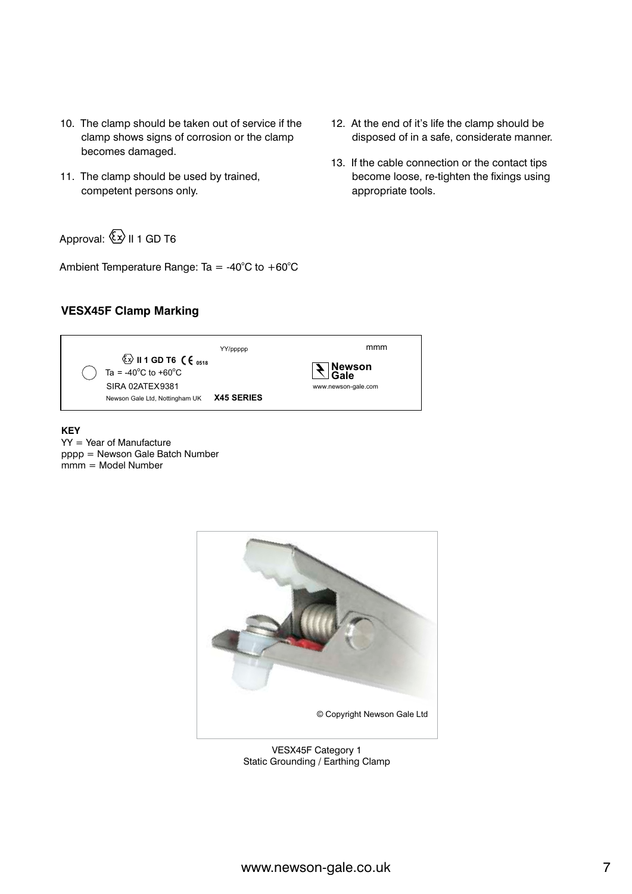10. The clamp should be taken out of service if the clamp shows signs of corrosion or the clamp becomes damaged.

11. The clamp should be used by trained, competent persons only.

12. At the end of it's life the clamp should be disposed of in a safe, considerate manner.

13. If the cable connection or the contact tips become loose, re-tighten the fixings using appropriate tools.

Approval: Ex II 1 GD T6

Ambient Temperature Range: Ta = -40°C to +60°C

### VESX45F Clamp Marking

| | | |
|---|---|---|
| Ex **II 1 GD T6** CE 0518 | YY/ppppp | mmm |
| Ta = -40°C to +60°C | | **Newson Gale** |
| SIRA 02ATEX9381 | | www.newson-gale.com |
| Newson Gale Ltd, Nottingham UK | **X45 SERIES** | |

**KEY**
YY = Year of Manufacture
pppp = Newson Gale Batch Number
mmm = Model Number

© Copyright Newson Gale Ltd

VESX45F Category 1
Static Grounding / Earthing Clamp

www.newson-gale.co.uk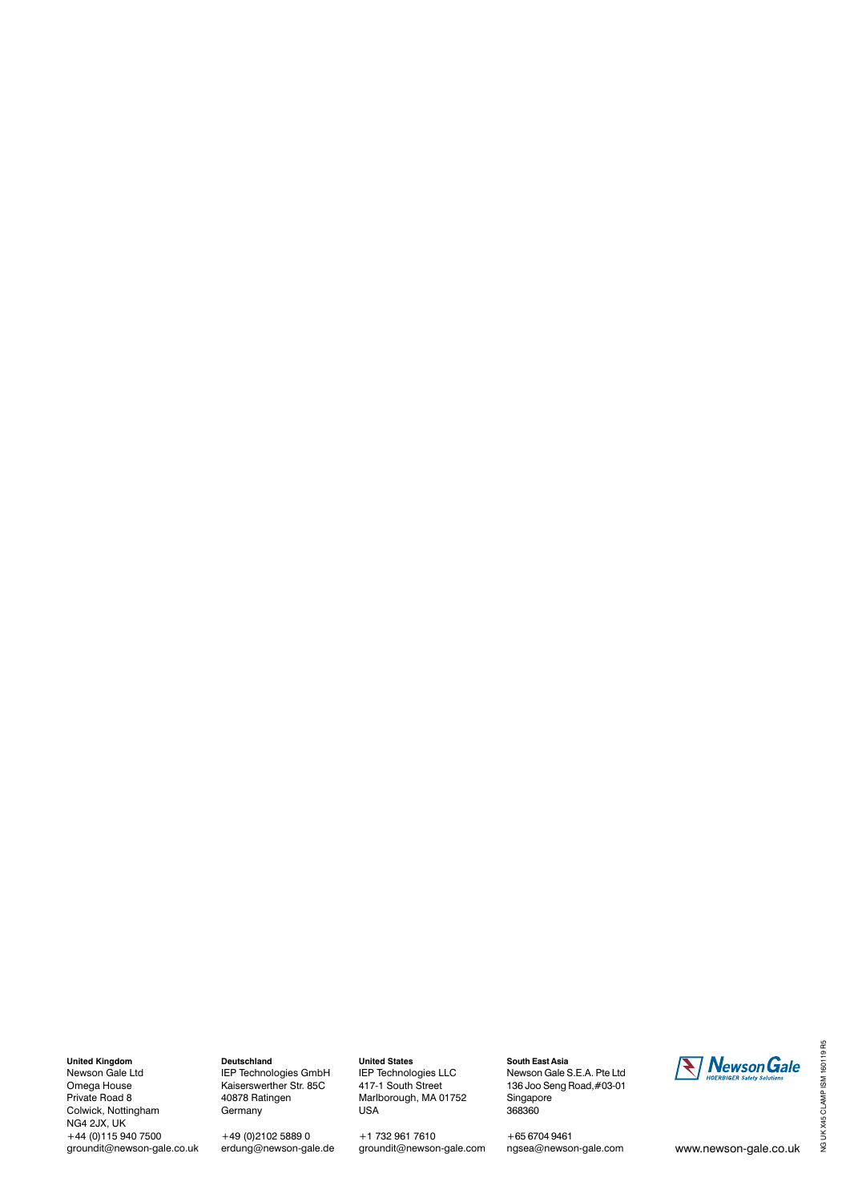**United Kingdom**
Newson Gale Ltd
Omega House
Private Road 8
Colwick, Nottingham
NG4 2JX, UK
+44 (0)115 940 7500
groundit@newson-gale.co.uk

**Deutschland**
IEP Technologies GmbH
Kaiserswerther Str. 85C
40878 Ratingen
Germany
+49 (0)2102 5889 0
erdung@newson-gale.de

**United States**
IEP Technologies LLC
417-1 South Street
Marlborough, MA 01752
USA
+1 732 961 7610
groundit@newson-gale.com

**South East Asia**
Newson Gale S.E.A. Pte Ltd
136 Joo Seng Road, #03-01
Singapore
368360
+65 6704 9461
ngsea@newson-gale.com

Newson Gale
HOERBIGER Safety Solutions

www.newson-gale.co.uk

NG UK X45 CLAMP ISM 160119 R5